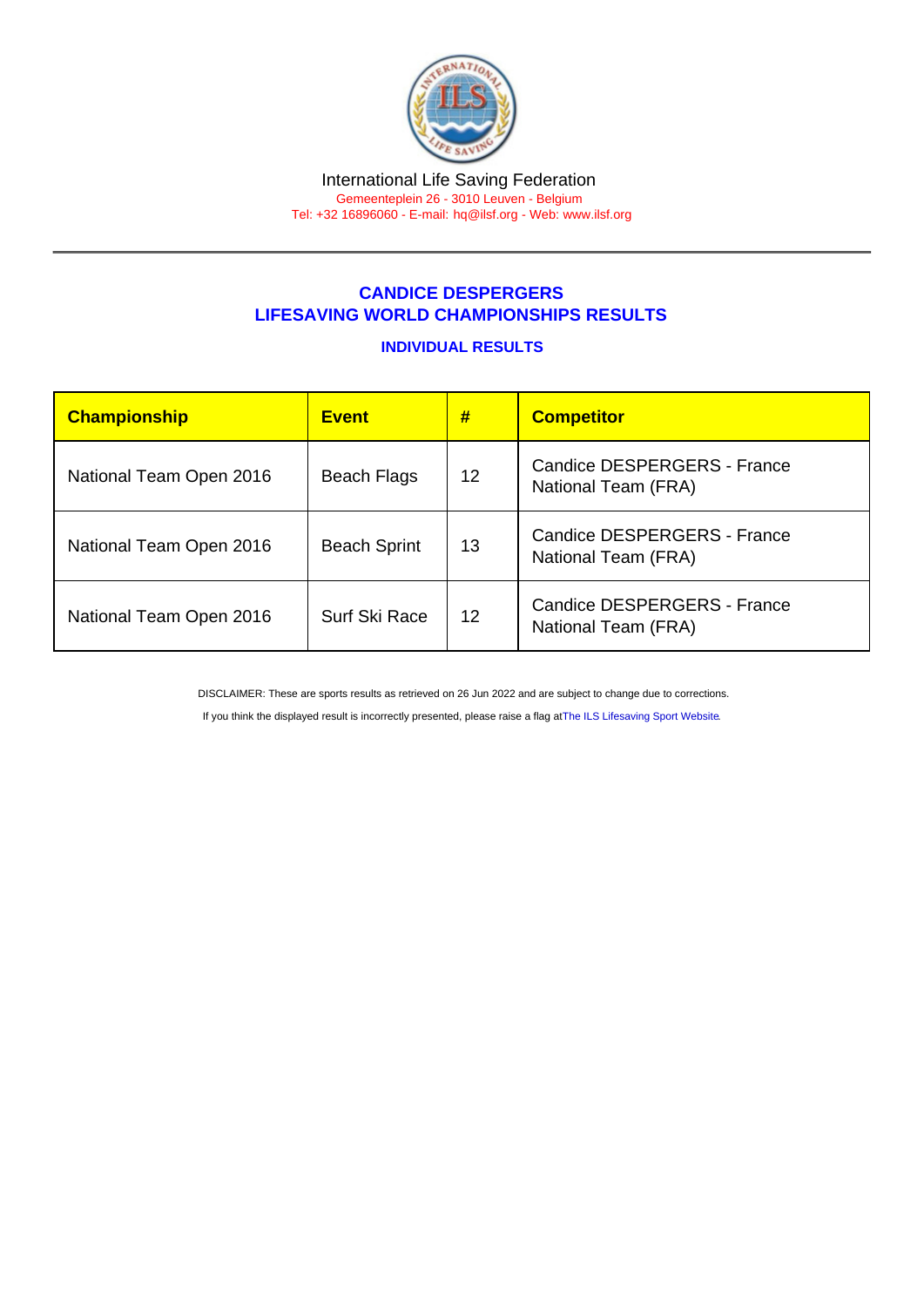International Life Saving Federation

Gemeenteplein 26 - 3010 Leuven - Belgium

Tel: +32 16896060 - E-mail: hq@ilsf.org - Web: www.ilsf.org

## CANDICE DESPERGERS
## LIFESAVING WORLD CHAMPIONSHIPS RESULTS

### INDIVIDUAL RESULTS

| Championship | Event | # | Competitor |
| --- | --- | --- | --- |
| National Team Open 2016 | Beach Flags | 12 | Candice DESPERGERS - France National Team (FRA) |
| National Team Open 2016 | Beach Sprint | 13 | Candice DESPERGERS - France National Team (FRA) |
| National Team Open 2016 | Surf Ski Race | 12 | Candice DESPERGERS - France National Team (FRA) |

DISCLAIMER: These are sports results as retrieved on 26 Jun 2022 and are subject to change due to corrections.

If you think the displayed result is incorrectly presented, please raise a flag at The ILS Lifesaving Sport Website.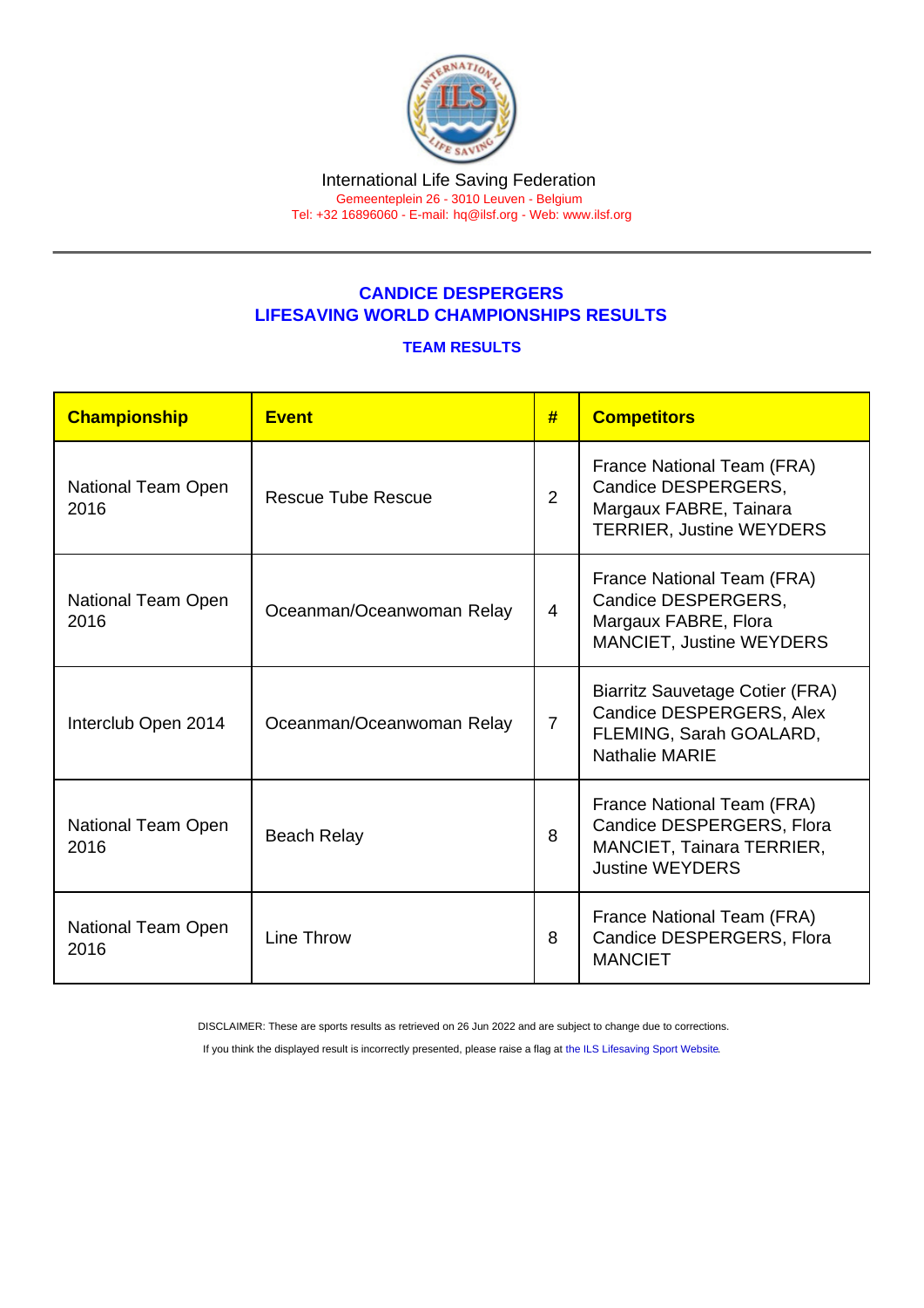International Life Saving Federation

Gemeenteplein 26 - 3010 Leuven - Belgium

Tel: +32 16896060 - E-mail: hq@ilsf.org - Web: www.ilsf.org

## CANDICE DESPERGERS
## LIFESAVING WORLD CHAMPIONSHIPS RESULTS

### TEAM RESULTS

| Championship | Event | # | Competitors |
|---|---|---|---|
| National Team Open 2016 | Rescue Tube Rescue | 2 | France National Team (FRA) Candice DESPERGERS, Margaux FABRE, Tainara TERRIER, Justine WEYDERS |
| National Team Open 2016 | Oceanman/Oceanwoman Relay | 4 | France National Team (FRA) Candice DESPERGERS, Margaux FABRE, Flora MANCIET, Justine WEYDERS |
| Interclub Open 2014 | Oceanman/Oceanwoman Relay | 7 | Biarritz Sauvetage Cotier (FRA) Candice DESPERGERS, Alex FLEMING, Sarah GOALARD, Nathalie MARIE |
| National Team Open 2016 | Beach Relay | 8 | France National Team (FRA) Candice DESPERGERS, Flora MANCIET, Tainara TERRIER, Justine WEYDERS |
| National Team Open 2016 | Line Throw | 8 | France National Team (FRA) Candice DESPERGERS, Flora MANCIET |

DISCLAIMER: These are sports results as retrieved on 26 Jun 2022 and are subject to change due to corrections.

If you think the displayed result is incorrectly presented, please raise a flag at the ILS Lifesaving Sport Website.